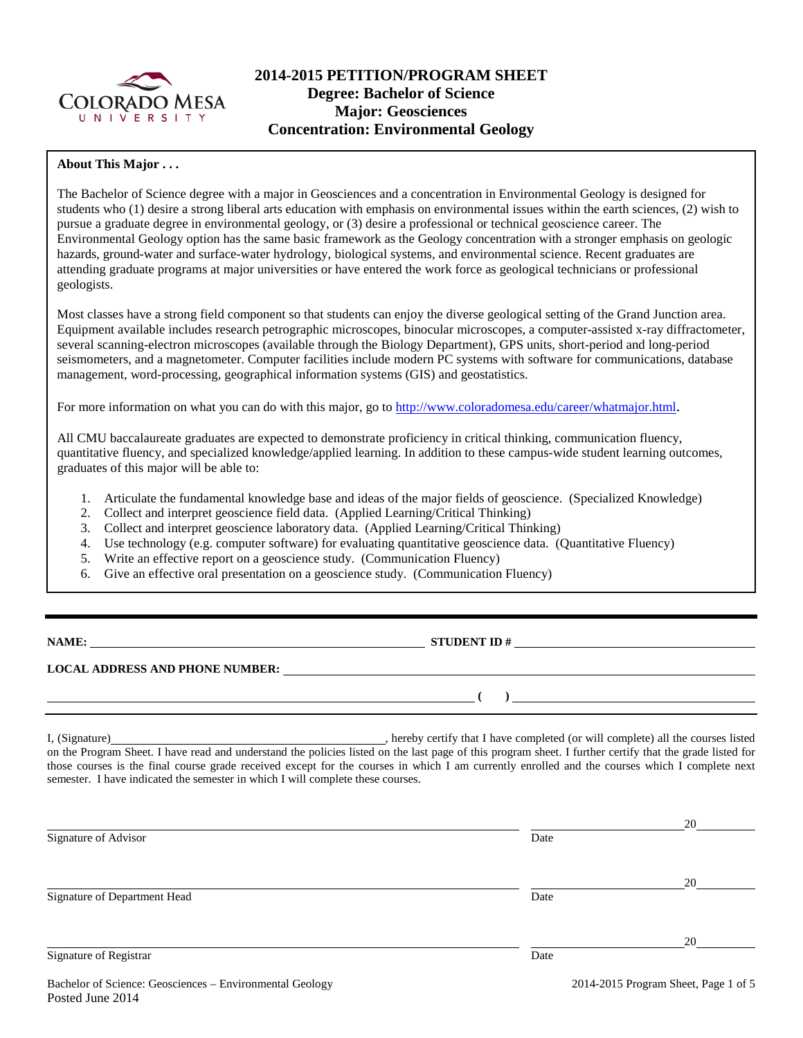# 2014-2015 PETITION/PROGRAM SHEET
## Degree: Bachelor of Science
## Major: Geosciences
## Concentration: Environmental Geology

**About This Major . . .**

The Bachelor of Science degree with a major in Geosciences and a concentration in Environmental Geology is designed for students who (1) desire a strong liberal arts education with emphasis on environmental issues within the earth sciences, (2) wish to pursue a graduate degree in environmental geology, or (3) desire a professional or technical geoscience career. The Environmental Geology option has the same basic framework as the Geology concentration with a stronger emphasis on geologic hazards, ground-water and surface-water hydrology, biological systems, and environmental science. Recent graduates are attending graduate programs at major universities or have entered the work force as geological technicians or professional geologists.

Most classes have a strong field component so that students can enjoy the diverse geological setting of the Grand Junction area. Equipment available includes research petrographic microscopes, binocular microscopes, a computer-assisted x-ray diffractometer, several scanning-electron microscopes (available through the Biology Department), GPS units, short-period and long-period seismometers, and a magnetometer. Computer facilities include modern PC systems with software for communications, database management, word-processing, geographical information systems (GIS) and geostatistics.

For more information on what you can do with this major, go to http://www.coloradomesa.edu/career/whatmajor.html.

All CMU baccalaureate graduates are expected to demonstrate proficiency in critical thinking, communication fluency, quantitative fluency, and specialized knowledge/applied learning. In addition to these campus-wide student learning outcomes, graduates of this major will be able to:

1. Articulate the fundamental knowledge base and ideas of the major fields of geoscience. (Specialized Knowledge)
2. Collect and interpret geoscience field data. (Applied Learning/Critical Thinking)
3. Collect and interpret geoscience laboratory data. (Applied Learning/Critical Thinking)
4. Use technology (e.g. computer software) for evaluating quantitative geoscience data. (Quantitative Fluency)
5. Write an effective report on a geoscience study. (Communication Fluency)
6. Give an effective oral presentation on a geoscience study. (Communication Fluency)

---

**NAME:** ______________________________ **STUDENT ID #** ______________________________

**LOCAL ADDRESS AND PHONE NUMBER:** ______________________________

______________________________ **( )** ______________________________

I, (Signature)______________________________, hereby certify that I have completed (or will complete) all the courses listed on the Program Sheet. I have read and understand the policies listed on the last page of this program sheet. I further certify that the grade listed for those courses is the final course grade received except for the courses in which I am currently enrolled and the courses which I complete next semester. I have indicated the semester in which I will complete these courses.

______________________________ ______________ 20______
Signature of Advisor Date

______________________________ ______________ 20______
Signature of Department Head Date

______________________________ ______________ 20______
Signature of Registrar Date

Bachelor of Science: Geosciences – Environmental Geology
Posted June 2014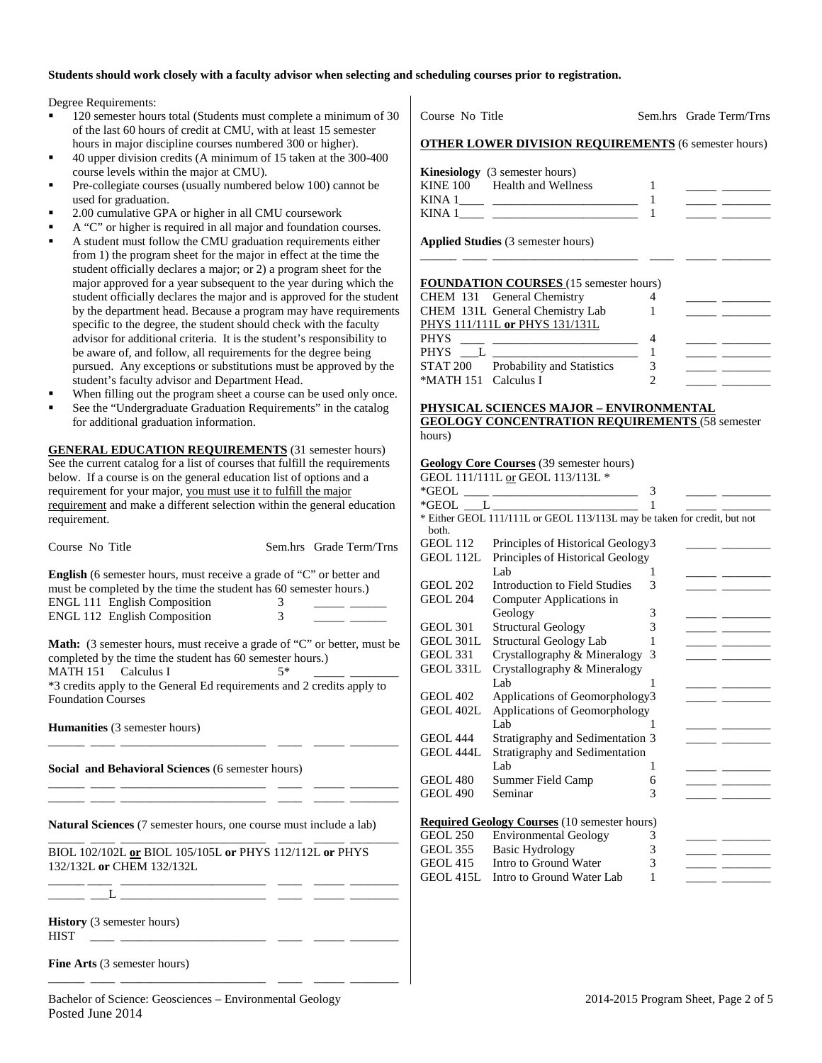**Students should work closely with a faculty advisor when selecting and scheduling courses prior to registration.**

Degree Requirements:

- 120 semester hours total (Students must complete a minimum of 30 of the last 60 hours of credit at CMU, with at least 15 semester hours in major discipline courses numbered 300 or higher).
- 40 upper division credits (A minimum of 15 taken at the 300-400 course levels within the major at CMU).
- Pre-collegiate courses (usually numbered below 100) cannot be used for graduation.
- 2.00 cumulative GPA or higher in all CMU coursework
- A "C" or higher is required in all major and foundation courses.
- A student must follow the CMU graduation requirements either from 1) the program sheet for the major in effect at the time the student officially declares a major; or 2) a program sheet for the major approved for a year subsequent to the year during which the student officially declares the major and is approved for the student by the department head. Because a program may have requirements specific to the degree, the student should check with the faculty advisor for additional criteria. It is the student's responsibility to be aware of, and follow, all requirements for the degree being pursued. Any exceptions or substitutions must be approved by the student's faculty advisor and Department Head.
- When filling out the program sheet a course can be used only once.
- See the "Undergraduate Graduation Requirements" in the catalog for additional graduation information.

**GENERAL EDUCATION REQUIREMENTS** (31 semester hours)
See the current catalog for a list of courses that fulfill the requirements below. If a course is on the general education list of options and a requirement for your major, you must use it to fulfill the major requirement and make a different selection within the general education requirement.

| Course No | Title | Sem.hrs | Grade | Term/Trns |
|---|---|---|---|---|
| **English** (6 semester hours, must receive a grade of "C" or better and must be completed by the time the student has 60 semester hours.) | | | | |
| ENGL 111 | English Composition | 3 | | |
| ENGL 112 | English Composition | 3 | | |
| **Math:** (3 semester hours, must receive a grade of "C" or better, must be completed by the time the student has 60 semester hours.) | | | | |
| MATH 151 | Calculus I | 5* | | |

*3 credits apply to the General Ed requirements and 2 credits apply to Foundation Courses

| Course No | Title | Sem.hrs | Grade | Term/Trns |
|---|---|---|---|---|
| **Humanities** (3 semester hours) | | | | |
| | | | | |
| **Social and Behavioral Sciences** (6 semester hours) | | | | |
| | | | | |
| | | | | |
| **Natural Sciences** (7 semester hours, one course must include a lab) | | | | |
| | | | | |
| BIOL 102/102L **or** BIOL 105/105L **or** PHYS 112/112L **or** PHYS 132/132L **or** CHEM 132/132L | | | | |
| | | | | |
| ___L | | | | |
| **History** (3 semester hours) | | | | |
| HIST | | | | |
| **Fine Arts** (3 semester hours) | | | | |
| | | | | |

**OTHER LOWER DIVISION REQUIREMENTS** (6 semester hours)

| Course No | Title | Sem.hrs | Grade | Term/Trns |
|---|---|---|---|---|
| **Kinesiology** (3 semester hours) | | | | |
| KINE 100 | Health and Wellness | 1 | | |
| KINA 1____ | | 1 | | |
| KINA 1____ | | 1 | | |
| **Applied Studies** (3 semester hours) | | | | |
| | | | | |

**FOUNDATION COURSES** (15 semester hours)

| Course No | Title | Sem.hrs | Grade | Term/Trns |
|---|---|---|---|---|
| CHEM 131 | General Chemistry | 4 | | |
| CHEM 131L | General Chemistry Lab | 1 | | |
| PHYS 111/111L **or** PHYS 131/131L | | | | |
| PHYS | | 4 | | |
| PHYS ___L | | 1 | | |
| STAT 200 | Probability and Statistics | 3 | | |
| *MATH 151 | Calculus I | 2 | | |

**PHYSICAL SCIENCES MAJOR – ENVIRONMENTAL GEOLOGY CONCENTRATION REQUIREMENTS** (58 semester hours)

**Geology Core Courses** (39 semester hours)

| Course No | Title | Sem.hrs | Grade | Term/Trns |
|---|---|---|---|---|
| GEOL 111/111L or GEOL 113/113L * | | | | |
| *GEOL ____ | | 3 | | |
| *GEOL ___L | | 1 | | |

* Either GEOL 111/111L or GEOL 113/113L may be taken for credit, but not both.

| Course No | Title | Sem.hrs | Grade | Term/Trns |
|---|---|---|---|---|
| GEOL 112 | Principles of Historical Geology | 3 | | |
| GEOL 112L | Principles of Historical Geology Lab | 1 | | |
| GEOL 202 | Introduction to Field Studies | 3 | | |
| GEOL 204 | Computer Applications in Geology | 3 | | |
| GEOL 301 | Structural Geology | 3 | | |
| GEOL 301L | Structural Geology Lab | 1 | | |
| GEOL 331 | Crystallography & Mineralogy | 3 | | |
| GEOL 331L | Crystallography & Mineralogy Lab | 1 | | |
| GEOL 402 | Applications of Geomorphology | 3 | | |
| GEOL 402L | Applications of Geomorphology Lab | 1 | | |
| GEOL 444 | Stratigraphy and Sedimentation | 3 | | |
| GEOL 444L | Stratigraphy and Sedimentation Lab | 1 | | |
| GEOL 480 | Summer Field Camp | 6 | | |
| GEOL 490 | Seminar | 3 | | |

**Required Geology Courses** (10 semester hours)

| Course No | Title | Sem.hrs | Grade | Term/Trns |
|---|---|---|---|---|
| GEOL 250 | Environmental Geology | 3 | | |
| GEOL 355 | Basic Hydrology | 3 | | |
| GEOL 415 | Intro to Ground Water | 3 | | |
| GEOL 415L | Intro to Ground Water Lab | 1 | | |

Bachelor of Science: Geosciences – Environmental Geology
Posted June 2014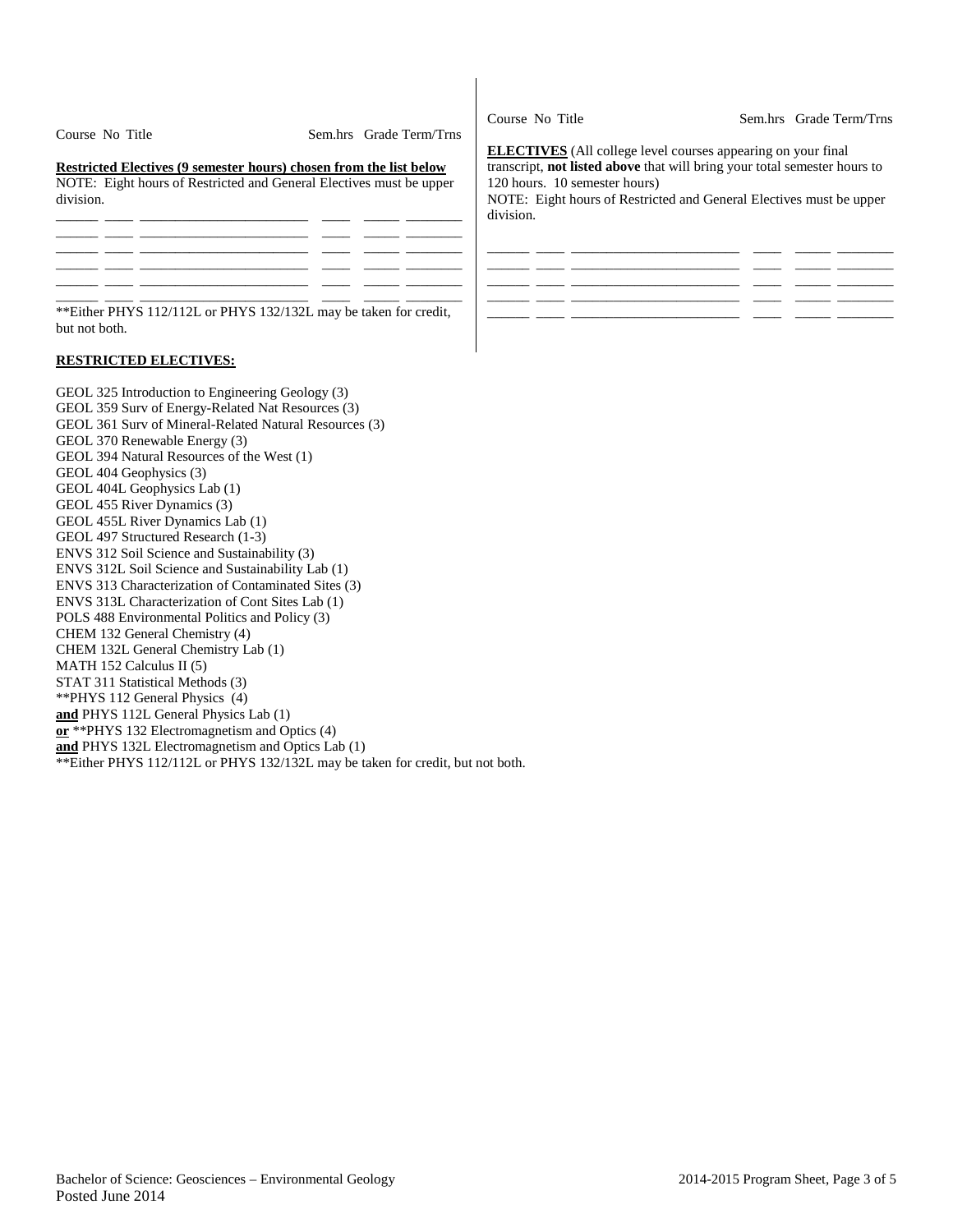| Course | No | Title | Sem.hrs | Grade | Term/Trns |
| --- | --- | --- | --- | --- | --- |

**Restricted Electives (9 semester hours) chosen from the list below**

NOTE: Eight hours of Restricted and General Electives must be upper division.

| | | | | | |
| --- | --- | --- | --- | --- | --- |
| | | | | | |
| | | | | | |
| | | | | | |
| | | | | | |
| | | | | | |
| | | | | | |

**Either PHYS 112/112L or PHYS 132/132L may be taken for credit, but not both.

| Course | No | Title | Sem.hrs | Grade | Term/Trns |
| --- | --- | --- | --- | --- | --- |

**ELECTIVES** (All college level courses appearing on your final transcript, **not listed above** that will bring your total semester hours to 120 hours. 10 semester hours)

NOTE: Eight hours of Restricted and General Electives must be upper division.

| | | | | | |
| --- | --- | --- | --- | --- | --- |
| | | | | | |
| | | | | | |
| | | | | | |
| | | | | | |

**RESTRICTED ELECTIVES:**

GEOL 325 Introduction to Engineering Geology (3)
GEOL 359 Surv of Energy-Related Nat Resources (3)
GEOL 361 Surv of Mineral-Related Natural Resources (3)
GEOL 370 Renewable Energy (3)
GEOL 394 Natural Resources of the West (1)
GEOL 404 Geophysics (3)
GEOL 404L Geophysics Lab (1)
GEOL 455 River Dynamics (3)
GEOL 455L River Dynamics Lab (1)
GEOL 497 Structured Research (1-3)
ENVS 312 Soil Science and Sustainability (3)
ENVS 312L Soil Science and Sustainability Lab (1)
ENVS 313 Characterization of Contaminated Sites (3)
ENVS 313L Characterization of Cont Sites Lab (1)
POLS 488 Environmental Politics and Policy (3)
CHEM 132 General Chemistry (4)
CHEM 132L General Chemistry Lab (1)
MATH 152 Calculus II (5)
STAT 311 Statistical Methods (3)
**PHYS 112 General Physics (4)
**and** PHYS 112L General Physics Lab (1)
**or** **PHYS 132 Electromagnetism and Optics (4)
**and** PHYS 132L Electromagnetism and Optics Lab (1)
**Either PHYS 112/112L or PHYS 132/132L may be taken for credit, but not both.

Bachelor of Science: Geosciences – Environmental Geology
Posted June 2014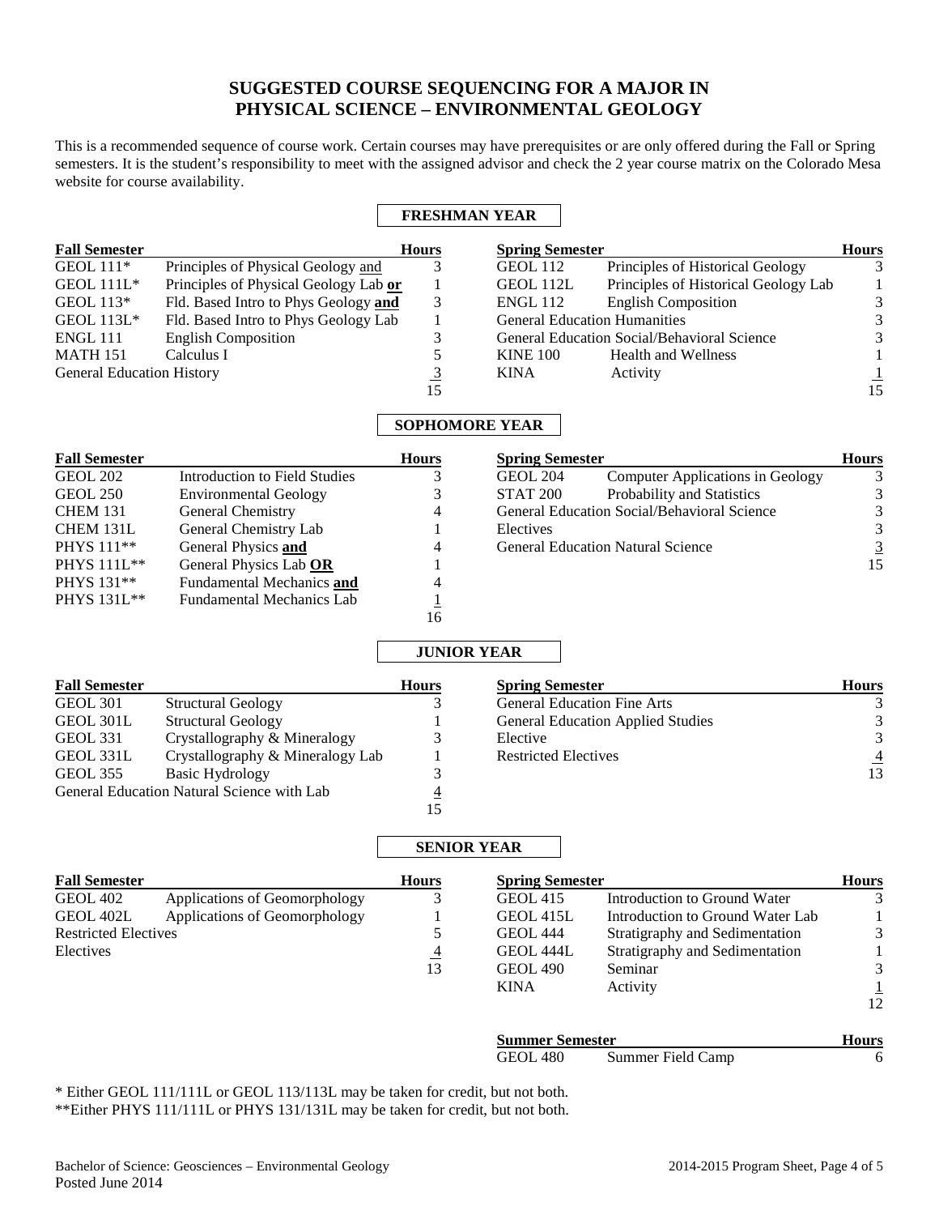# SUGGESTED COURSE SEQUENCING FOR A MAJOR IN PHYSICAL SCIENCE – ENVIRONMENTAL GEOLOGY

This is a recommended sequence of course work. Certain courses may have prerequisites or are only offered during the Fall or Spring semesters. It is the student's responsibility to meet with the assigned advisor and check the 2 year course matrix on the Colorado Mesa website for course availability.

## FRESHMAN YEAR

| Fall Semester | | Hours |
|---|---|---|
| GEOL 111* | Principles of Physical Geology and | 3 |
| GEOL 111L* | Principles of Physical Geology Lab **or** | 1 |
| GEOL 113* | Fld. Based Intro to Phys Geology **and** | 3 |
| GEOL 113L* | Fld. Based Intro to Phys Geology Lab | 1 |
| ENGL 111 | English Composition | 3 |
| MATH 151 | Calculus I | 5 |
| General Education History | | 3 |
| | | 15 |

| Spring Semester | | Hours |
|---|---|---|
| GEOL 112 | Principles of Historical Geology | 3 |
| GEOL 112L | Principles of Historical Geology Lab | 1 |
| ENGL 112 | English Composition | 3 |
| General Education Humanities | | 3 |
| General Education Social/Behavioral Science | | 3 |
| KINE 100 | Health and Wellness | 1 |
| KINA | Activity | 1 |
| | | 15 |

## SOPHOMORE YEAR

| Fall Semester | | Hours |
|---|---|---|
| GEOL 202 | Introduction to Field Studies | 3 |
| GEOL 250 | Environmental Geology | 3 |
| CHEM 131 | General Chemistry | 4 |
| CHEM 131L | General Chemistry Lab | 1 |
| PHYS 111** | General Physics **and** | 4 |
| PHYS 111L** | General Physics Lab **OR** | 1 |
| PHYS 131** | Fundamental Mechanics **and** | 4 |
| PHYS 131L** | Fundamental Mechanics Lab | 1 |
| | | 16 |

| Spring Semester | | Hours |
|---|---|---|
| GEOL 204 | Computer Applications in Geology | 3 |
| STAT 200 | Probability and Statistics | 3 |
| General Education Social/Behavioral Science | | 3 |
| Electives | | 3 |
| General Education Natural Science | | 3 |
| | | 15 |

## JUNIOR YEAR

| Fall Semester | | Hours |
|---|---|---|
| GEOL 301 | Structural Geology | 3 |
| GEOL 301L | Structural Geology | 1 |
| GEOL 331 | Crystallography & Mineralogy | 3 |
| GEOL 331L | Crystallography & Mineralogy Lab | 1 |
| GEOL 355 | Basic Hydrology | 3 |
| General Education Natural Science with Lab | | 4 |
| | | 15 |

| Spring Semester | | Hours |
|---|---|---|
| General Education Fine Arts | | 3 |
| General Education Applied Studies | | 3 |
| Elective | | 3 |
| Restricted Electives | | 4 |
| | | 13 |

## SENIOR YEAR

| Fall Semester | | Hours |
|---|---|---|
| GEOL 402 | Applications of Geomorphology | 3 |
| GEOL 402L | Applications of Geomorphology | 1 |
| Restricted Electives | | 5 |
| Electives | | 4 |
| | | 13 |

| Spring Semester | | Hours |
|---|---|---|
| GEOL 415 | Introduction to Ground Water | 3 |
| GEOL 415L | Introduction to Ground Water Lab | 1 |
| GEOL 444 | Stratigraphy and Sedimentation | 3 |
| GEOL 444L | Stratigraphy and Sedimentation | 1 |
| GEOL 490 | Seminar | 3 |
| KINA | Activity | 1 |
| | | 12 |

| Summer Semester | | Hours |
|---|---|---|
| GEOL 480 | Summer Field Camp | 6 |

\* Either GEOL 111/111L or GEOL 113/113L may be taken for credit, but not both.

**Either PHYS 111/111L or PHYS 131/131L may be taken for credit, but not both.

Bachelor of Science: Geosciences – Environmental Geology
Posted June 2014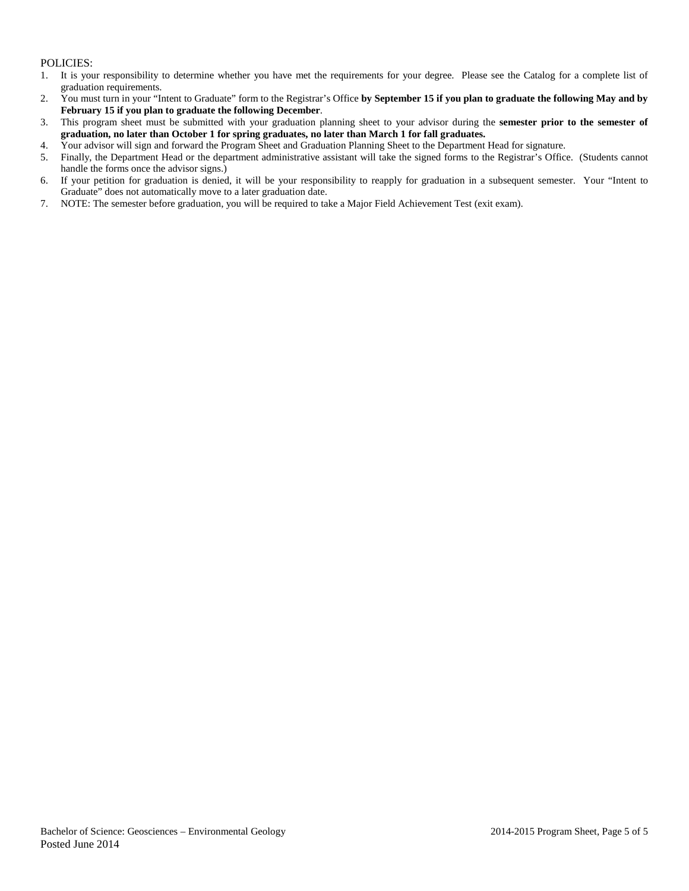POLICIES:

1. It is your responsibility to determine whether you have met the requirements for your degree. Please see the Catalog for a complete list of graduation requirements.
2. You must turn in your "Intent to Graduate" form to the Registrar's Office **by September 15 if you plan to graduate the following May and by February 15 if you plan to graduate the following December**.
3. This program sheet must be submitted with your graduation planning sheet to your advisor during the **semester prior to the semester of graduation, no later than October 1 for spring graduates, no later than March 1 for fall graduates.**
4. Your advisor will sign and forward the Program Sheet and Graduation Planning Sheet to the Department Head for signature.
5. Finally, the Department Head or the department administrative assistant will take the signed forms to the Registrar's Office. (Students cannot handle the forms once the advisor signs.)
6. If your petition for graduation is denied, it will be your responsibility to reapply for graduation in a subsequent semester. Your "Intent to Graduate" does not automatically move to a later graduation date.
7. NOTE: The semester before graduation, you will be required to take a Major Field Achievement Test (exit exam).